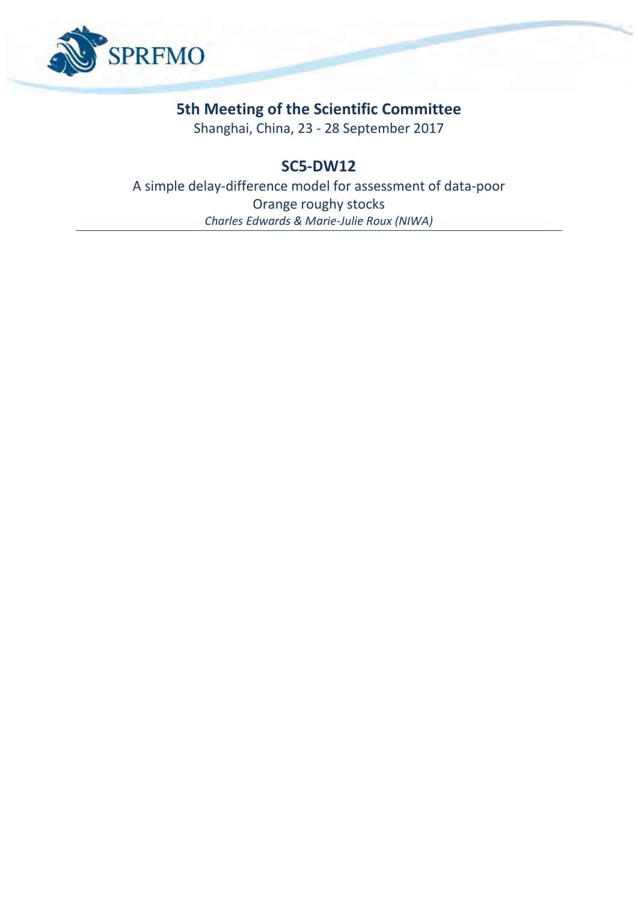SPRFMO

## 5th Meeting of the Scientific Committee

Shanghai, China, 23 - 28 September 2017

## SC5-DW12

A simple delay-difference model for assessment of data-poor Orange roughy stocks

*Charles Edwards & Marie-Julie Roux (NIWA)*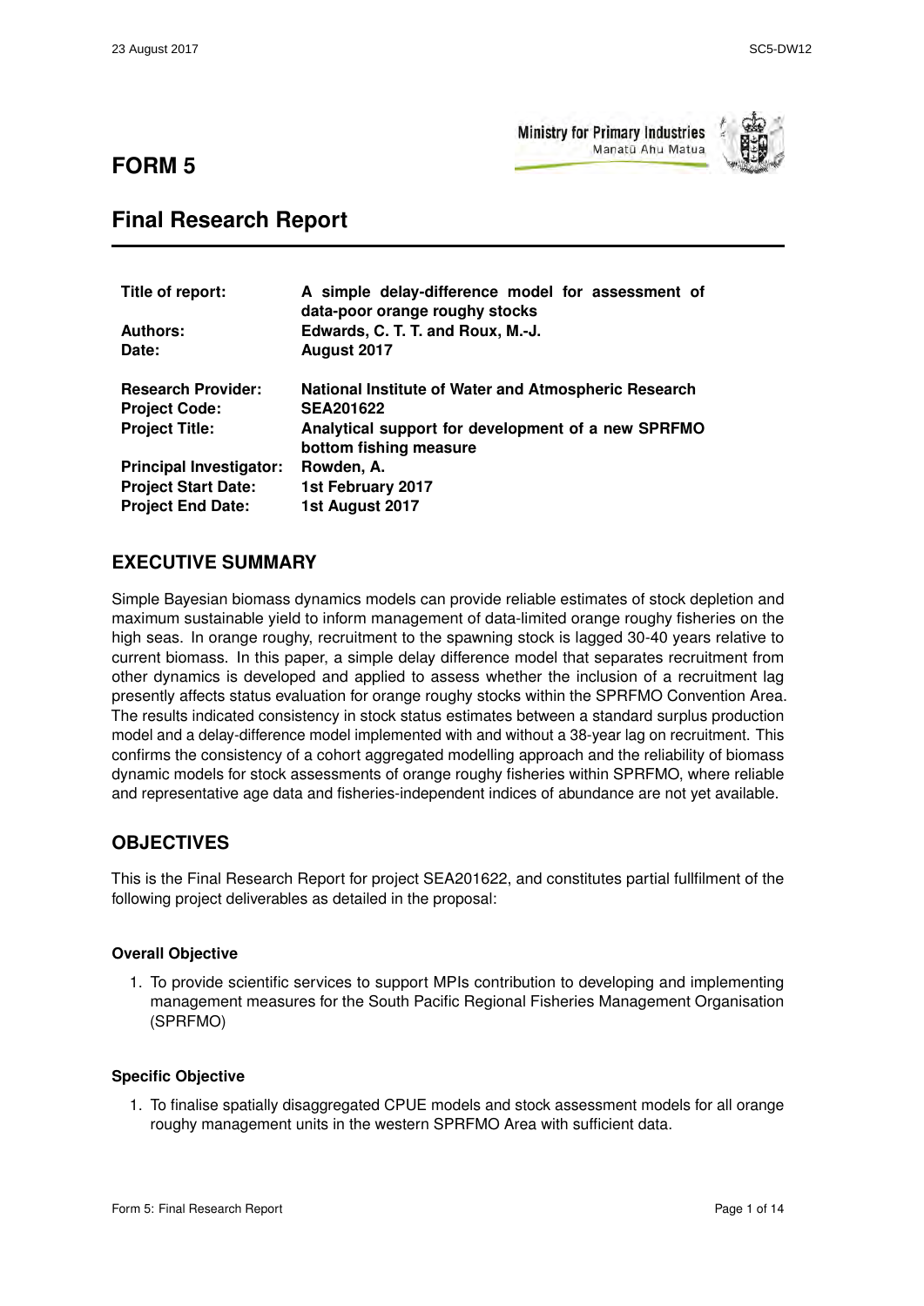# FORM 5

## Final Research Report

| | |
|---|---|
| **Title of report:** | **A simple delay-difference model for assessment of data-poor orange roughy stocks** |
| **Authors:** | **Edwards, C. T. T. and Roux, M.-J.** |
| **Date:** | **August 2017** |
| **Research Provider:** | **National Institute of Water and Atmospheric Research** |
| **Project Code:** | **SEA201622** |
| **Project Title:** | **Analytical support for development of a new SPRFMO bottom fishing measure** |
| **Principal Investigator:** | **Rowden, A.** |
| **Project Start Date:** | **1st February 2017** |
| **Project End Date:** | **1st August 2017** |

## EXECUTIVE SUMMARY

Simple Bayesian biomass dynamics models can provide reliable estimates of stock depletion and maximum sustainable yield to inform management of data-limited orange roughy fisheries on the high seas. In orange roughy, recruitment to the spawning stock is lagged 30-40 years relative to current biomass. In this paper, a simple delay difference model that separates recruitment from other dynamics is developed and applied to assess whether the inclusion of a recruitment lag presently affects status evaluation for orange roughy stocks within the SPRFMO Convention Area. The results indicated consistency in stock status estimates between a standard surplus production model and a delay-difference model implemented with and without a 38-year lag on recruitment. This confirms the consistency of a cohort aggregated modelling approach and the reliability of biomass dynamic models for stock assessments of orange roughy fisheries within SPRFMO, where reliable and representative age data and fisheries-independent indices of abundance are not yet available.

## OBJECTIVES

This is the Final Research Report for project SEA201622, and constitutes partial fullfilment of the following project deliverables as detailed in the proposal:

### Overall Objective

1. To provide scientific services to support MPIs contribution to developing and implementing management measures for the South Pacific Regional Fisheries Management Organisation (SPRFMO)

### Specific Objective

1. To finalise spatially disaggregated CPUE models and stock assessment models for all orange roughy management units in the western SPRFMO Area with sufficient data.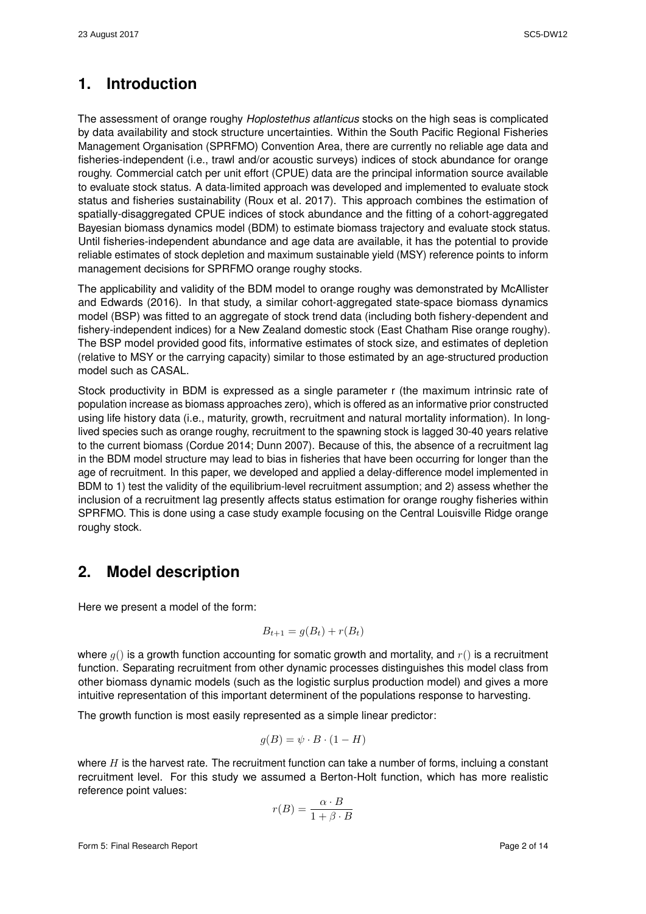## 1. Introduction

The assessment of orange roughy *Hoplostethus atlanticus* stocks on the high seas is complicated by data availability and stock structure uncertainties. Within the South Pacific Regional Fisheries Management Organisation (SPRFMO) Convention Area, there are currently no reliable age data and fisheries-independent (i.e., trawl and/or acoustic surveys) indices of stock abundance for orange roughy. Commercial catch per unit effort (CPUE) data are the principal information source available to evaluate stock status. A data-limited approach was developed and implemented to evaluate stock status and fisheries sustainability (Roux et al. 2017). This approach combines the estimation of spatially-disaggregated CPUE indices of stock abundance and the fitting of a cohort-aggregated Bayesian biomass dynamics model (BDM) to estimate biomass trajectory and evaluate stock status. Until fisheries-independent abundance and age data are available, it has the potential to provide reliable estimates of stock depletion and maximum sustainable yield (MSY) reference points to inform management decisions for SPRFMO orange roughy stocks.

The applicability and validity of the BDM model to orange roughy was demonstrated by McAllister and Edwards (2016). In that study, a similar cohort-aggregated state-space biomass dynamics model (BSP) was fitted to an aggregate of stock trend data (including both fishery-dependent and fishery-independent indices) for a New Zealand domestic stock (East Chatham Rise orange roughy). The BSP model provided good fits, informative estimates of stock size, and estimates of depletion (relative to MSY or the carrying capacity) similar to those estimated by an age-structured production model such as CASAL.

Stock productivity in BDM is expressed as a single parameter r (the maximum intrinsic rate of population increase as biomass approaches zero), which is offered as an informative prior constructed using life history data (i.e., maturity, growth, recruitment and natural mortality information). In long-lived species such as orange roughy, recruitment to the spawning stock is lagged 30-40 years relative to the current biomass (Cordue 2014; Dunn 2007). Because of this, the absence of a recruitment lag in the BDM model structure may lead to bias in fisheries that have been occurring for longer than the age of recruitment. In this paper, we developed and applied a delay-difference model implemented in BDM to 1) test the validity of the equilibrium-level recruitment assumption; and 2) assess whether the inclusion of a recruitment lag presently affects status estimation for orange roughy fisheries within SPRFMO. This is done using a case study example focusing on the Central Louisville Ridge orange roughy stock.

## 2. Model description

Here we present a model of the form:

$$B_{t+1} = g(B_t) + r(B_t)$$

where $g()$ is a growth function accounting for somatic growth and mortality, and $r()$ is a recruitment function. Separating recruitment from other dynamic processes distinguishes this model class from other biomass dynamic models (such as the logistic surplus production model) and gives a more intuitive representation of this important determinent of the populations response to harvesting.

The growth function is most easily represented as a simple linear predictor:

$$g(B) = \psi \cdot B \cdot (1 - H)$$

where $H$ is the harvest rate. The recruitment function can take a number of forms, incluing a constant recruitment level. For this study we assumed a Berton-Holt function, which has more realistic reference point values:

$$r(B) = \frac{\alpha \cdot B}{1 + \beta \cdot B}$$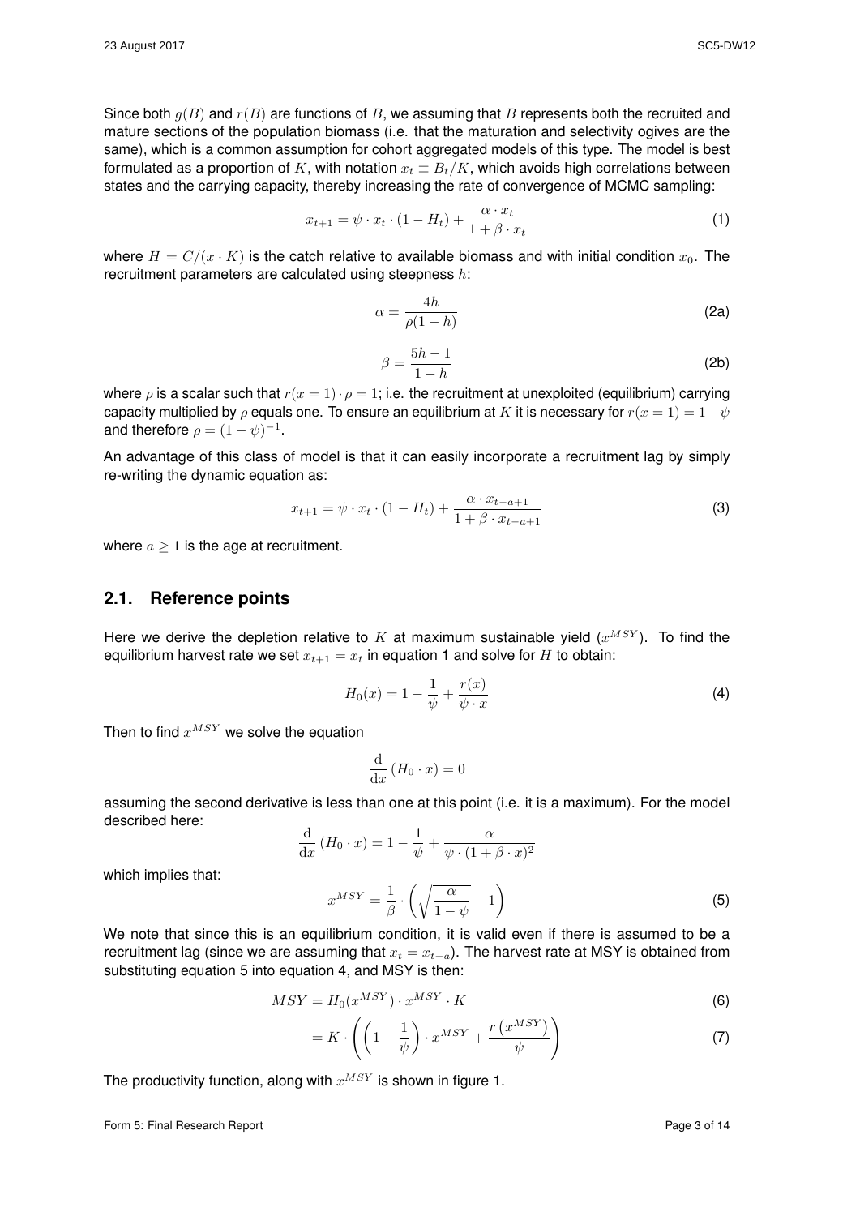Since both $g(B)$ and $r(B)$ are functions of $B$, we assuming that $B$ represents both the recruited and mature sections of the population biomass (i.e. that the maturation and selectivity ogives are the same), which is a common assumption for cohort aggregated models of this type. The model is best formulated as a proportion of $K$, with notation $x_t \equiv B_t/K$, which avoids high correlations between states and the carrying capacity, thereby increasing the rate of convergence of MCMC sampling:

$$x_{t+1} = \psi \cdot x_t \cdot (1 - H_t) + \frac{\alpha \cdot x_t}{1 + \beta \cdot x_t} \tag{1}$$

where $H = C/(x \cdot K)$ is the catch relative to available biomass and with initial condition $x_0$. The recruitment parameters are calculated using steepness $h$:

$$\alpha = \frac{4h}{\rho(1-h)} \tag{2a}$$

$$\beta = \frac{5h - 1}{1 - h} \tag{2b}$$

where $\rho$ is a scalar such that $r(x = 1) \cdot \rho = 1$; i.e. the recruitment at unexploited (equilibrium) carrying capacity multiplied by $\rho$ equals one. To ensure an equilibrium at $K$ it is necessary for $r(x = 1) = 1 - \psi$ and therefore $\rho = (1 - \psi)^{-1}$.

An advantage of this class of model is that it can easily incorporate a recruitment lag by simply re-writing the dynamic equation as:

$$x_{t+1} = \psi \cdot x_t \cdot (1 - H_t) + \frac{\alpha \cdot x_{t-a+1}}{1 + \beta \cdot x_{t-a+1}} \tag{3}$$

where $a \geq 1$ is the age at recruitment.

## 2.1. Reference points

Here we derive the depletion relative to $K$ at maximum sustainable yield ($x^{MSY}$). To find the equilibrium harvest rate we set $x_{t+1} = x_t$ in equation 1 and solve for $H$ to obtain:

$$H_0(x) = 1 - \frac{1}{\psi} + \frac{r(x)}{\psi \cdot x} \tag{4}$$

Then to find $x^{MSY}$ we solve the equation

$$\frac{\mathrm{d}}{\mathrm{d}x}(H_0 \cdot x) = 0$$

assuming the second derivative is less than one at this point (i.e. it is a maximum). For the model described here:

$$\frac{\mathrm{d}}{\mathrm{d}x}(H_0 \cdot x) = 1 - \frac{1}{\psi} + \frac{\alpha}{\psi \cdot (1 + \beta \cdot x)^2}$$

which implies that:

$$x^{MSY} = \frac{1}{\beta} \cdot \left( \sqrt{\frac{\alpha}{1 - \psi}} - 1 \right) \tag{5}$$

We note that since this is an equilibrium condition, it is valid even if there is assumed to be a recruitment lag (since we are assuming that $x_t = x_{t-a}$). The harvest rate at MSY is obtained from substituting equation 5 into equation 4, and MSY is then:

$$MSY = H_0(x^{MSY}) \cdot x^{MSY} \cdot K \tag{6}$$

$$= K \cdot \left( \left( 1 - \frac{1}{\psi} \right) \cdot x^{MSY} + \frac{r\left(x^{MSY}\right)}{\psi} \right) \tag{7}$$

The productivity function, along with $x^{MSY}$ is shown in figure 1.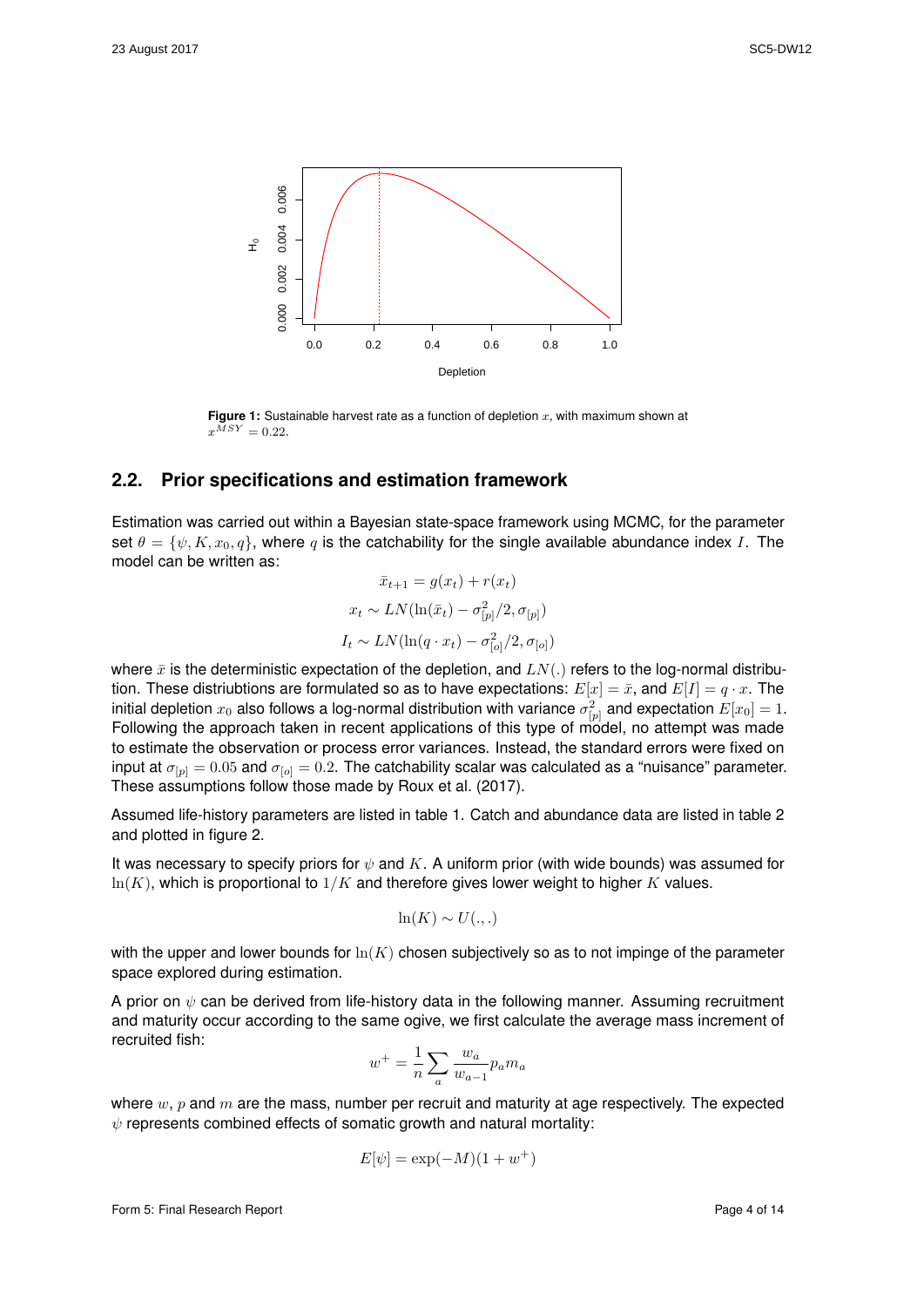**Figure 1:** Sustainable harvest rate as a function of depletion $x$, with maximum shown at $x^{MSY} = 0.22$.

## 2.2. Prior specifications and estimation framework

Estimation was carried out within a Bayesian state-space framework using MCMC, for the parameter set $\theta = \{\psi, K, x_0, q\}$, where $q$ is the catchability for the single available abundance index $I$. The model can be written as:

$$\bar{x}_{t+1} = g(x_t) + r(x_t)$$

$$x_t \sim LN(\ln(\bar{x}_t) - \sigma^2_{[p]}/2, \sigma_{[p]})$$

$$I_t \sim LN(\ln(q \cdot x_t) - \sigma^2_{[o]}/2, \sigma_{[o]})$$

where $\bar{x}$ is the deterministic expectation of the depletion, and $LN(.)$ refers to the log-normal distribution. These distriubtions are formulated so as to have expectations: $E[x] = \bar{x}$, and $E[I] = q \cdot x$. The initial depletion $x_0$ also follows a log-normal distribution with variance $\sigma^2_{[p]}$ and expectation $E[x_0] = 1$. Following the approach taken in recent applications of this type of model, no attempt was made to estimate the observation or process error variances. Instead, the standard errors were fixed on input at $\sigma_{[p]} = 0.05$ and $\sigma_{[o]} = 0.2$. The catchability scalar was calculated as a "nuisance" parameter. These assumptions follow those made by Roux et al. (2017).

Assumed life-history parameters are listed in table 1. Catch and abundance data are listed in table 2 and plotted in figure 2.

It was necessary to specify priors for $\psi$ and $K$. A uniform prior (with wide bounds) was assumed for $\ln(K)$, which is proportional to $1/K$ and therefore gives lower weight to higher $K$ values.

$$\ln(K) \sim U(.,.)$$

with the upper and lower bounds for $\ln(K)$ chosen subjectively so as to not impinge of the parameter space explored during estimation.

A prior on $\psi$ can be derived from life-history data in the following manner. Assuming recruitment and maturity occur according to the same ogive, we first calculate the average mass increment of recruited fish:

$$w^+ = \frac{1}{n} \sum_a \frac{w_a}{w_{a-1}} p_a m_a$$

where $w$, $p$ and $m$ are the mass, number per recruit and maturity at age respectively. The expected $\psi$ represents combined effects of somatic growth and natural mortality:

$$E[\psi] = \exp(-M)(1 + w^+)$$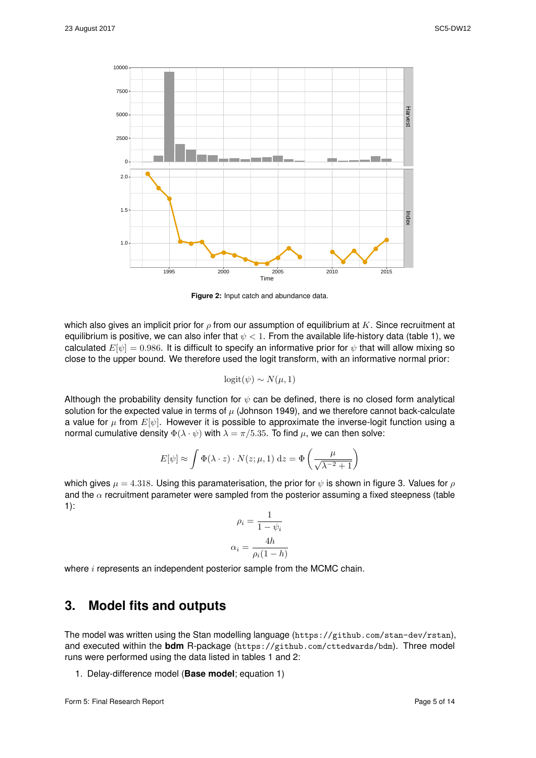**Figure 2:** Input catch and abundance data.

which also gives an implicit prior for $\rho$ from our assumption of equilibrium at $K$. Since recruitment at equilibrium is positive, we can also infer that $\psi < 1$. From the available life-history data (table 1), we calculated $E[\psi] = 0.986$. It is difficult to specify an informative prior for $\psi$ that will allow mixing so close to the upper bound. We therefore used the logit transform, with an informative normal prior:

$$\text{logit}(\psi) \sim N(\mu, 1)$$

Although the probability density function for $\psi$ can be defined, there is no closed form analytical solution for the expected value in terms of $\mu$ (Johnson 1949), and we therefore cannot back-calculate a value for $\mu$ from $E[\psi]$. However it is possible to approximate the inverse-logit function using a normal cumulative density $\Phi(\lambda \cdot \psi)$ with $\lambda = \pi/5.35$. To find $\mu$, we can then solve:

$$E[\psi] \approx \int \Phi(\lambda \cdot z) \cdot N(z; \mu, 1) \, \mathrm{d}z = \Phi\left(\frac{\mu}{\sqrt{\lambda^{-2} + 1}}\right)$$

which gives $\mu = 4.318$. Using this paramaterisation, the prior for $\psi$ is shown in figure 3. Values for $\rho$ and the $\alpha$ recruitment parameter were sampled from the posterior assuming a fixed steepness (table 1):

$$\rho_i = \frac{1}{1 - \psi_i}$$

$$\alpha_i = \frac{4h}{\rho_i(1 - h)}$$

where $i$ represents an independent posterior sample from the MCMC chain.

## 3. Model fits and outputs

The model was written using the Stan modelling language (`https://github.com/stan-dev/rstan`), and executed within the **bdm** R-package (`https://github.com/cttedwards/bdm`). Three model runs were performed using the data listed in tables 1 and 2:

1. Delay-difference model (**Base model**; equation 1)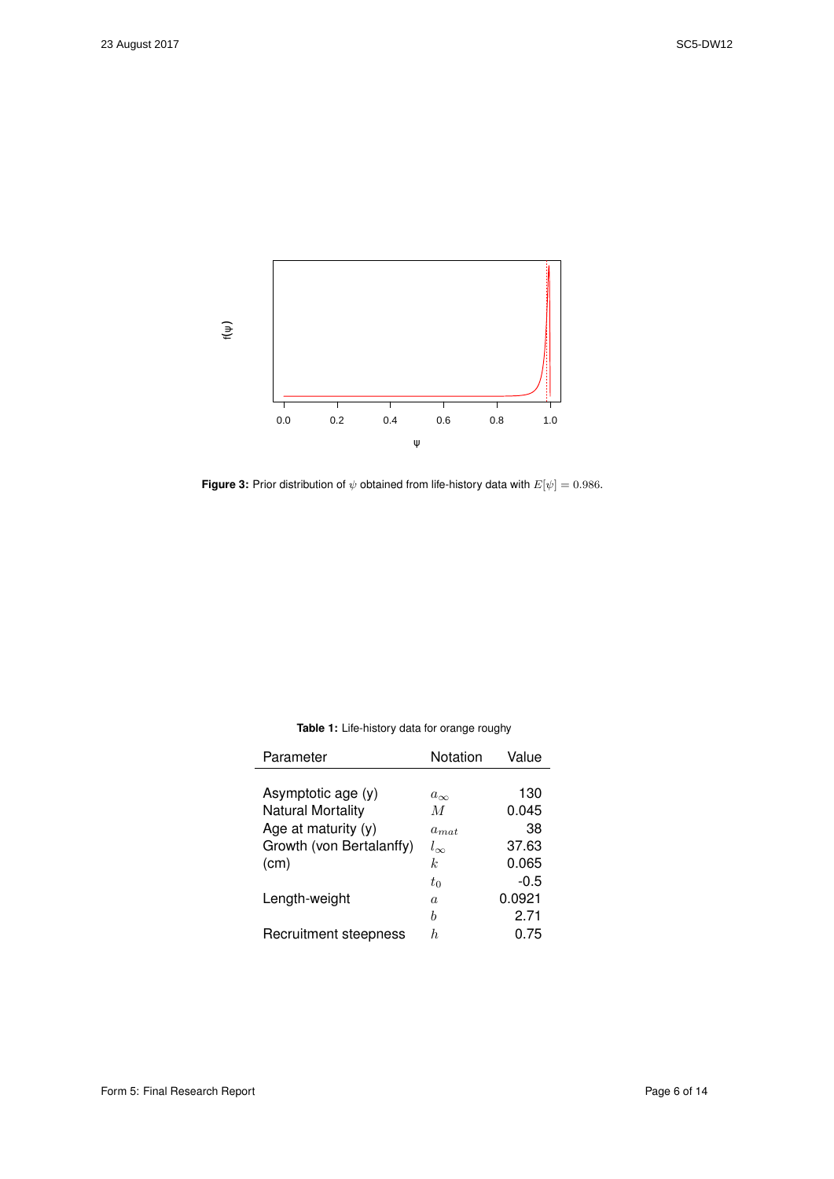**Figure 3:** Prior distribution of $\psi$ obtained from life-history data with $E[\psi] = 0.986$.

**Table 1:** Life-history data for orange roughy

| Parameter | Notation | Value |
|---|---|---|
| Asymptotic age (y) | $a_\infty$ | 130 |
| Natural Mortality | $M$ | 0.045 |
| Age at maturity (y) | $a_{mat}$ | 38 |
| Growth (von Bertalanffy) | $l_\infty$ | 37.63 |
| (cm) | $k$ | 0.065 |
| | $t_0$ | -0.5 |
| Length-weight | $a$ | 0.0921 |
| | $b$ | 2.71 |
| Recruitment steepness | $h$ | 0.75 |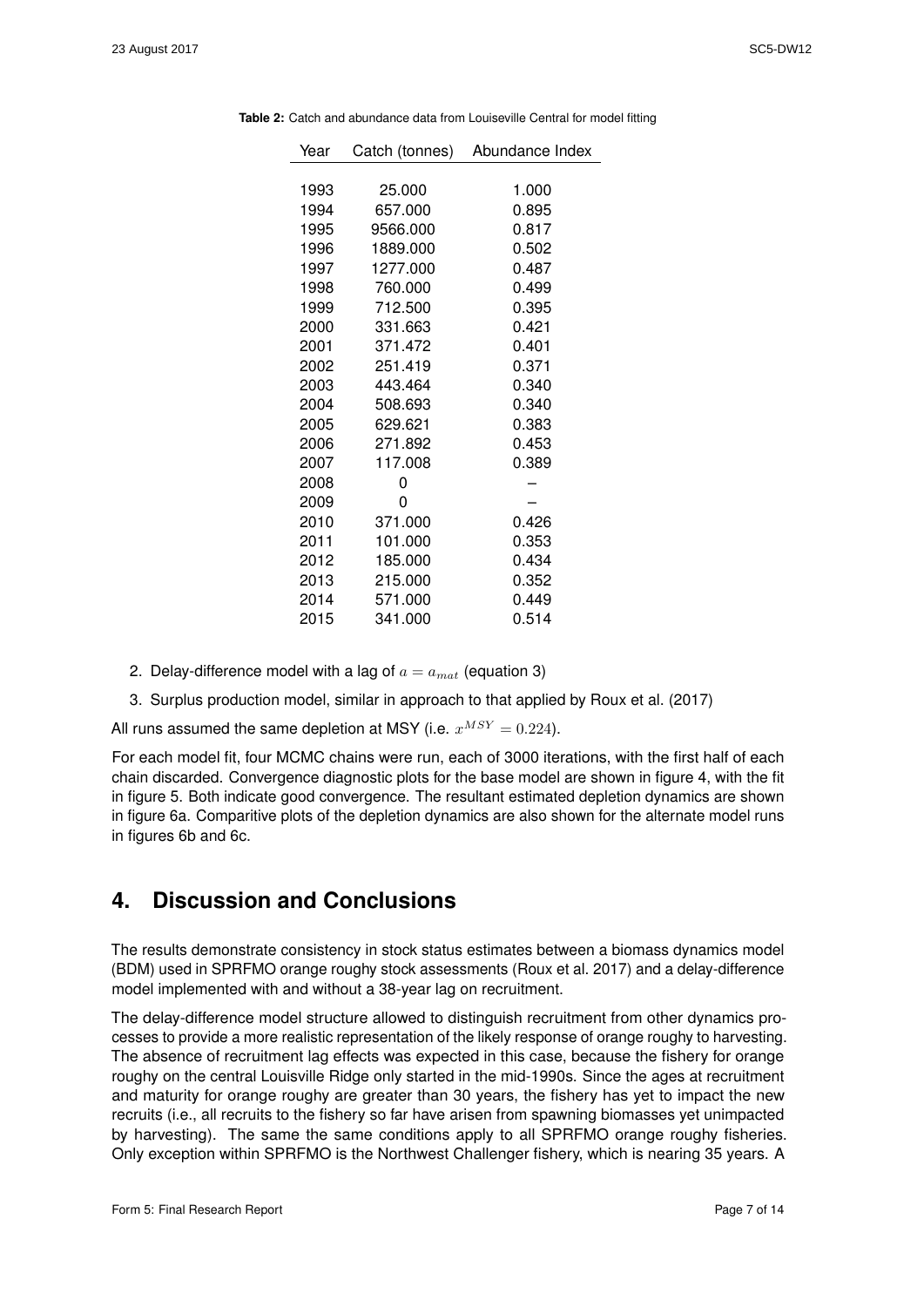**Table 2:** Catch and abundance data from Louiseville Central for model fitting

| Year | Catch (tonnes) | Abundance Index |
|---|---|---|
| 1993 | 25.000 | 1.000 |
| 1994 | 657.000 | 0.895 |
| 1995 | 9566.000 | 0.817 |
| 1996 | 1889.000 | 0.502 |
| 1997 | 1277.000 | 0.487 |
| 1998 | 760.000 | 0.499 |
| 1999 | 712.500 | 0.395 |
| 2000 | 331.663 | 0.421 |
| 2001 | 371.472 | 0.401 |
| 2002 | 251.419 | 0.371 |
| 2003 | 443.464 | 0.340 |
| 2004 | 508.693 | 0.340 |
| 2005 | 629.621 | 0.383 |
| 2006 | 271.892 | 0.453 |
| 2007 | 117.008 | 0.389 |
| 2008 | 0 | – |
| 2009 | 0 | – |
| 2010 | 371.000 | 0.426 |
| 2011 | 101.000 | 0.353 |
| 2012 | 185.000 | 0.434 |
| 2013 | 215.000 | 0.352 |
| 2014 | 571.000 | 0.449 |
| 2015 | 341.000 | 0.514 |

2. Delay-difference model with a lag of $a = a_{mat}$ (equation 3)
3. Surplus production model, similar in approach to that applied by Roux et al. (2017)

All runs assumed the same depletion at MSY (i.e. $x^{MSY} = 0.224$).

For each model fit, four MCMC chains were run, each of 3000 iterations, with the first half of each chain discarded. Convergence diagnostic plots for the base model are shown in figure 4, with the fit in figure 5. Both indicate good convergence. The resultant estimated depletion dynamics are shown in figure 6a. Comparitive plots of the depletion dynamics are also shown for the alternate model runs in figures 6b and 6c.

## 4. Discussion and Conclusions

The results demonstrate consistency in stock status estimates between a biomass dynamics model (BDM) used in SPRFMO orange roughy stock assessments (Roux et al. 2017) and a delay-difference model implemented with and without a 38-year lag on recruitment.

The delay-difference model structure allowed to distinguish recruitment from other dynamics processes to provide a more realistic representation of the likely response of orange roughy to harvesting. The absence of recruitment lag effects was expected in this case, because the fishery for orange roughy on the central Louisville Ridge only started in the mid-1990s. Since the ages at recruitment and maturity for orange roughy are greater than 30 years, the fishery has yet to impact the new recruits (i.e., all recruits to the fishery so far have arisen from spawning biomasses yet unimpacted by harvesting). The same the same conditions apply to all SPRFMO orange roughy fisheries. Only exception within SPRFMO is the Northwest Challenger fishery, which is nearing 35 years. A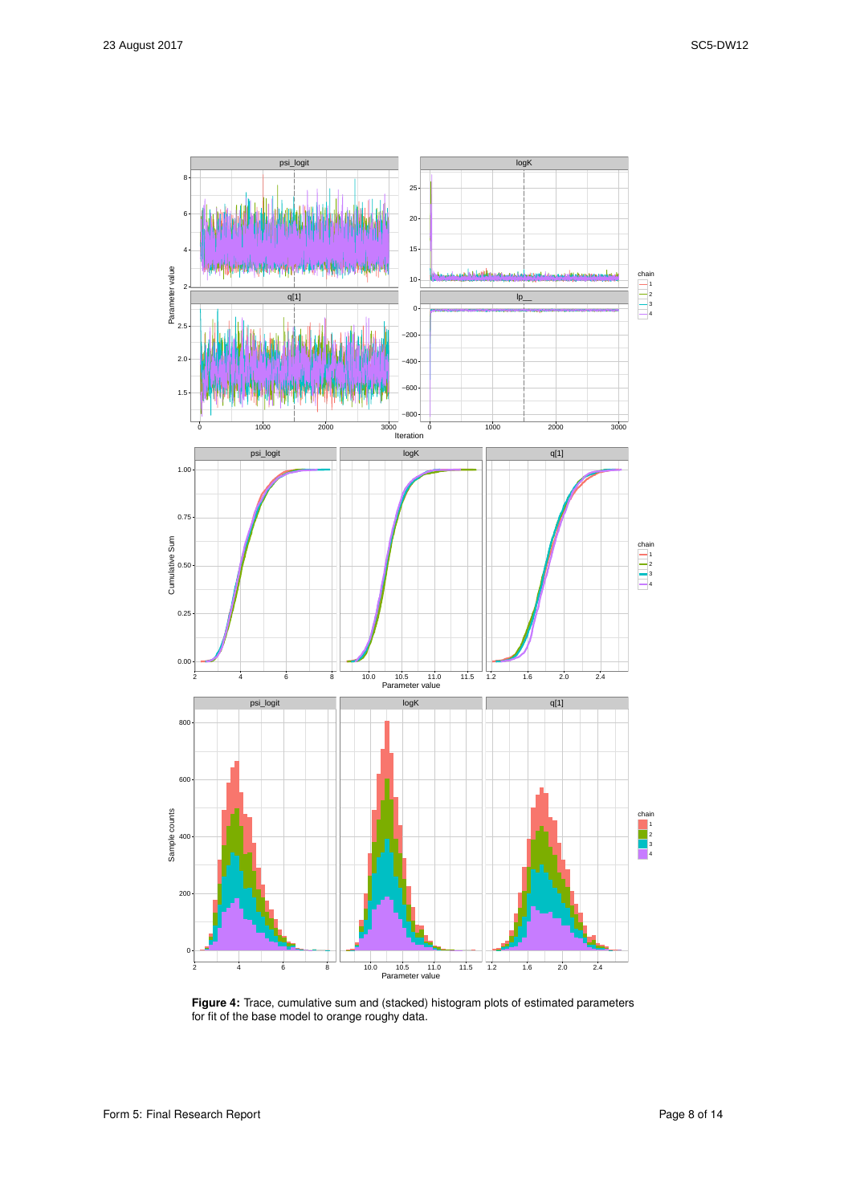**Figure 4:** Trace, cumulative sum and (stacked) histogram plots of estimated parameters for fit of the base model to orange roughy data.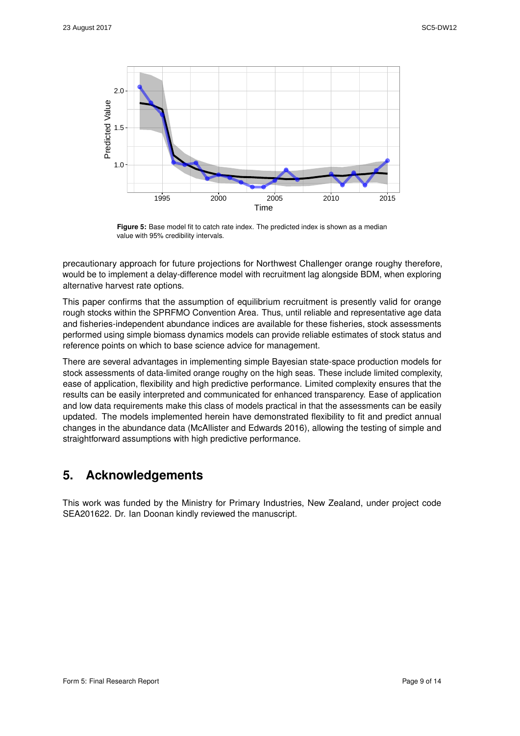**Figure 5:** Base model fit to catch rate index. The predicted index is shown as a median value with 95% credibility intervals.

precautionary approach for future projections for Northwest Challenger orange roughy therefore, would be to implement a delay-difference model with recruitment lag alongside BDM, when exploring alternative harvest rate options.

This paper confirms that the assumption of equilibrium recruitment is presently valid for orange rough stocks within the SPRFMO Convention Area. Thus, until reliable and representative age data and fisheries-independent abundance indices are available for these fisheries, stock assessments performed using simple biomass dynamics models can provide reliable estimates of stock status and reference points on which to base science advice for management.

There are several advantages in implementing simple Bayesian state-space production models for stock assessments of data-limited orange roughy on the high seas. These include limited complexity, ease of application, flexibility and high predictive performance. Limited complexity ensures that the results can be easily interpreted and communicated for enhanced transparency. Ease of application and low data requirements make this class of models practical in that the assessments can be easily updated. The models implemented herein have demonstrated flexibility to fit and predict annual changes in the abundance data (McAllister and Edwards 2016), allowing the testing of simple and straightforward assumptions with high predictive performance.

## 5. Acknowledgements

This work was funded by the Ministry for Primary Industries, New Zealand, under project code SEA201622. Dr. Ian Doonan kindly reviewed the manuscript.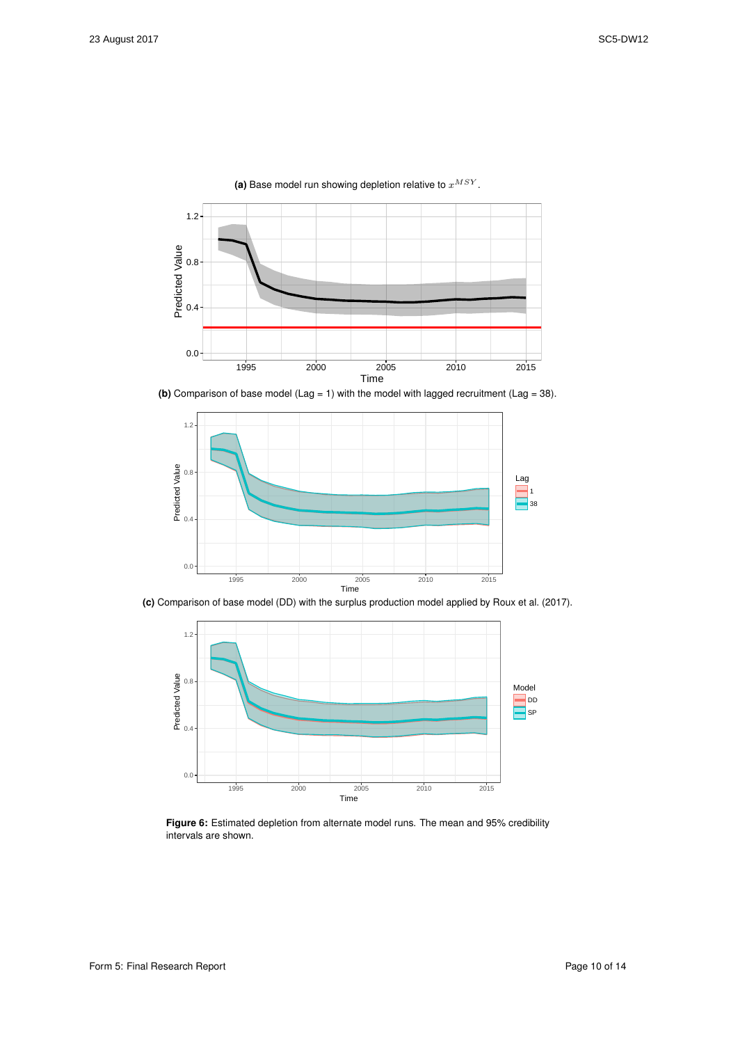**(a)** Base model run showing depletion relative to $x^{MSY}$.

**(b)** Comparison of base model (Lag = 1) with the model with lagged recruitment (Lag = 38).

**(c)** Comparison of base model (DD) with the surplus production model applied by Roux et al. (2017).

**Figure 6:** Estimated depletion from alternate model runs. The mean and 95% credibility intervals are shown.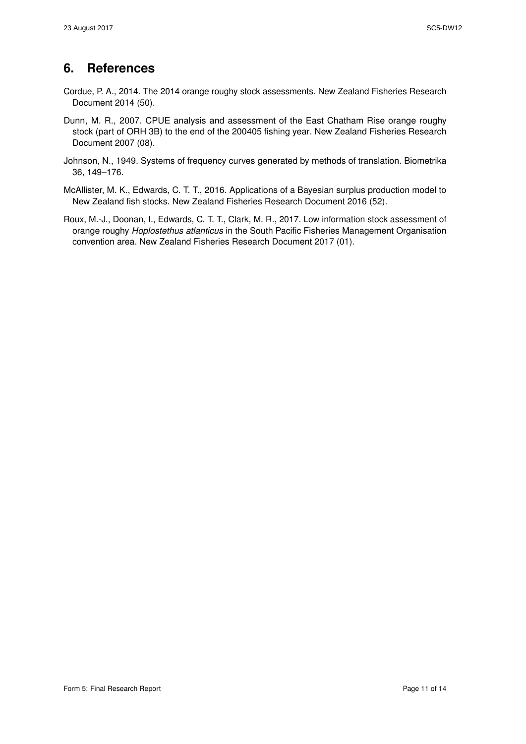## 6. References

Cordue, P. A., 2014. The 2014 orange roughy stock assessments. New Zealand Fisheries Research Document 2014 (50).

Dunn, M. R., 2007. CPUE analysis and assessment of the East Chatham Rise orange roughy stock (part of ORH 3B) to the end of the 200405 fishing year. New Zealand Fisheries Research Document 2007 (08).

Johnson, N., 1949. Systems of frequency curves generated by methods of translation. Biometrika 36, 149–176.

McAllister, M. K., Edwards, C. T. T., 2016. Applications of a Bayesian surplus production model to New Zealand fish stocks. New Zealand Fisheries Research Document 2016 (52).

Roux, M.-J., Doonan, I., Edwards, C. T. T., Clark, M. R., 2017. Low information stock assessment of orange roughy *Hoplostethus atlanticus* in the South Pacific Fisheries Management Organisation convention area. New Zealand Fisheries Research Document 2017 (01).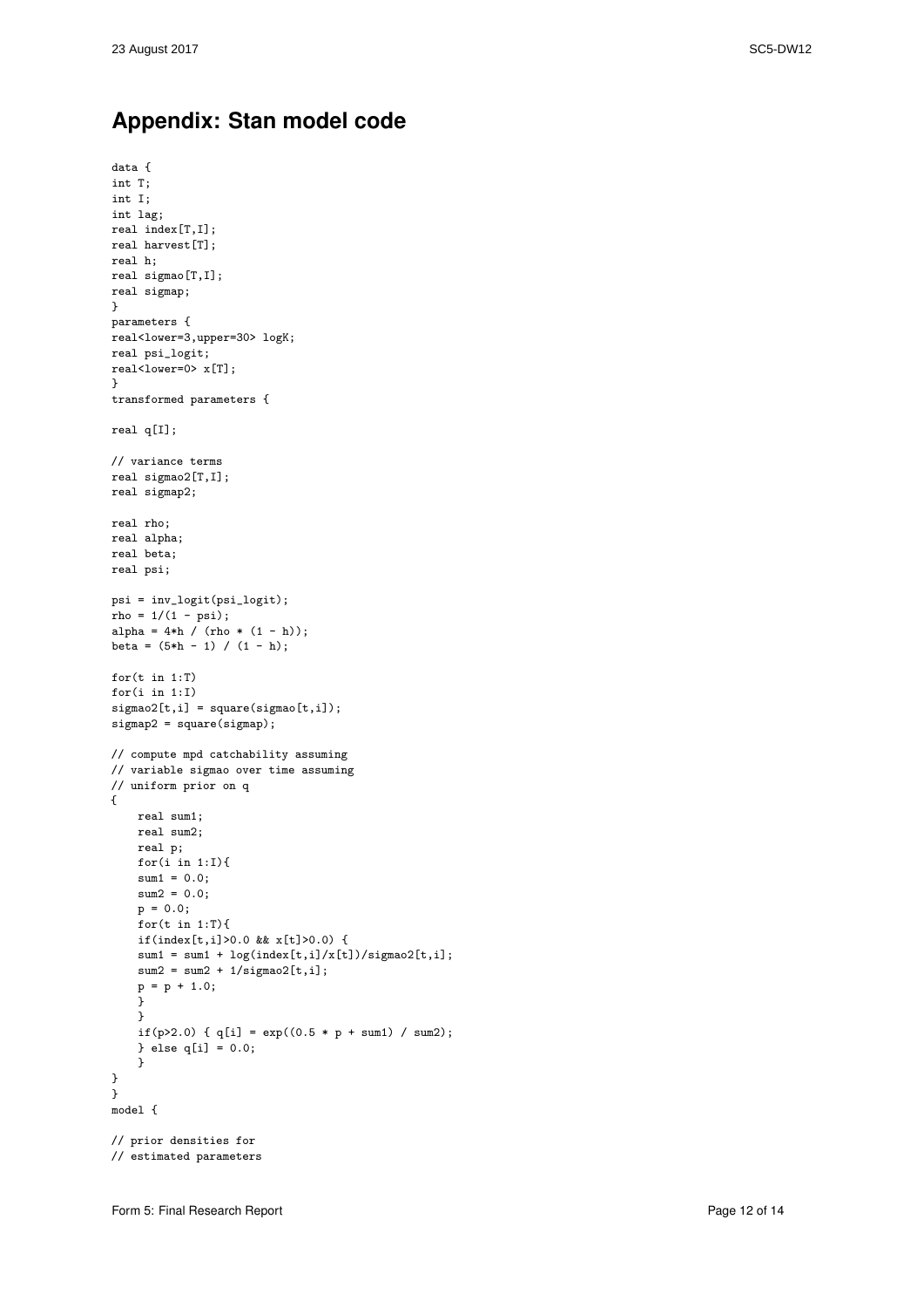## Appendix: Stan model code

```
data {
int T;
int I;
int lag;
real index[T,I];
real harvest[T];
real h;
real sigmao[T,I];
real sigmap;
}
parameters {
real<lower=3,upper=30> logK;
real psi_logit;
real<lower=0> x[T];
}
transformed parameters {

real q[I];

// variance terms
real sigmao2[T,I];
real sigmap2;

real rho;
real alpha;
real beta;
real psi;

psi = inv_logit(psi_logit);
rho = 1/(1 - psi);
alpha = 4*h / (rho * (1 - h));
beta = (5*h - 1) / (1 - h);

for(t in 1:T)
for(i in 1:I)
sigmao2[t,i] = square(sigmao[t,i]);
sigmap2 = square(sigmap);

// compute mpd catchability assuming
// variable sigmao over time assuming
// uniform prior on q
{
    real sum1;
    real sum2;
    real p;
    for(i in 1:I){
    sum1 = 0.0;
    sum2 = 0.0;
    p = 0.0;
    for(t in 1:T){
    if(index[t,i]>0.0 && x[t]>0.0) {
    sum1 = sum1 + log(index[t,i]/x[t])/sigmao2[t,i];
    sum2 = sum2 + 1/sigmao2[t,i];
    p = p + 1.0;
    }
    }
    if(p>2.0) { q[i] = exp((0.5 * p + sum1) / sum2);
    } else q[i] = 0.0;
    }
}
}
model {

// prior densities for
// estimated parameters
```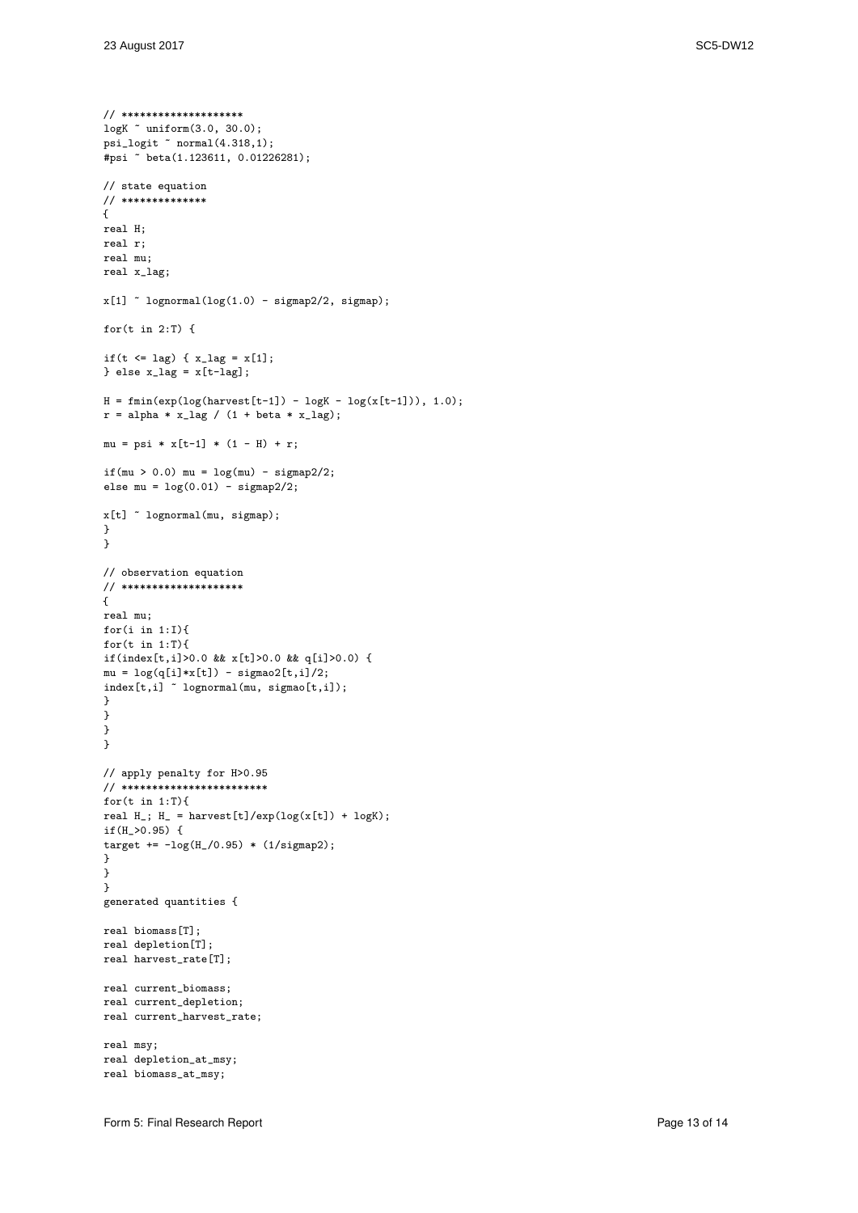```
// *******************
logK ~ uniform(3.0, 30.0);
psi_logit ~ normal(4.318,1);
#psi ~ beta(1.123611, 0.01226281);

// state equation
// **************
{
real H;
real r;
real mu;
real x_lag;

x[1] ~ lognormal(log(1.0) - sigmap2/2, sigmap);

for(t in 2:T) {

if(t <= lag) { x_lag = x[1];
} else x_lag = x[t-lag];

H = fmin(exp(log(harvest[t-1]) - logK - log(x[t-1])), 1.0);
r = alpha * x_lag / (1 + beta * x_lag);

mu = psi * x[t-1] * (1 - H) + r;

if(mu > 0.0) mu = log(mu) - sigmap2/2;
else mu = log(0.01) - sigmap2/2;

x[t] ~ lognormal(mu, sigmap);
}
}

// observation equation
// *******************
{
real mu;
for(i in 1:I){
for(t in 1:T){
if(index[t,i]>0.0 && x[t]>0.0 && q[i]>0.0) {
mu = log(q[i]*x[t]) - sigmao2[t,i]/2;
index[t,i] ~ lognormal(mu, sigmao[t,i]);
}
}
}
}

// apply penalty for H>0.95
// ***********************
for(t in 1:T){
real H_; H_ = harvest[t]/exp(log(x[t]) + logK);
if(H_>0.95) {
target += -log(H_/0.95) * (1/sigmap2);
}
}
}
generated quantities {

real biomass[T];
real depletion[T];
real harvest_rate[T];

real current_biomass;
real current_depletion;
real current_harvest_rate;

real msy;
real depletion_at_msy;
real biomass_at_msy;
```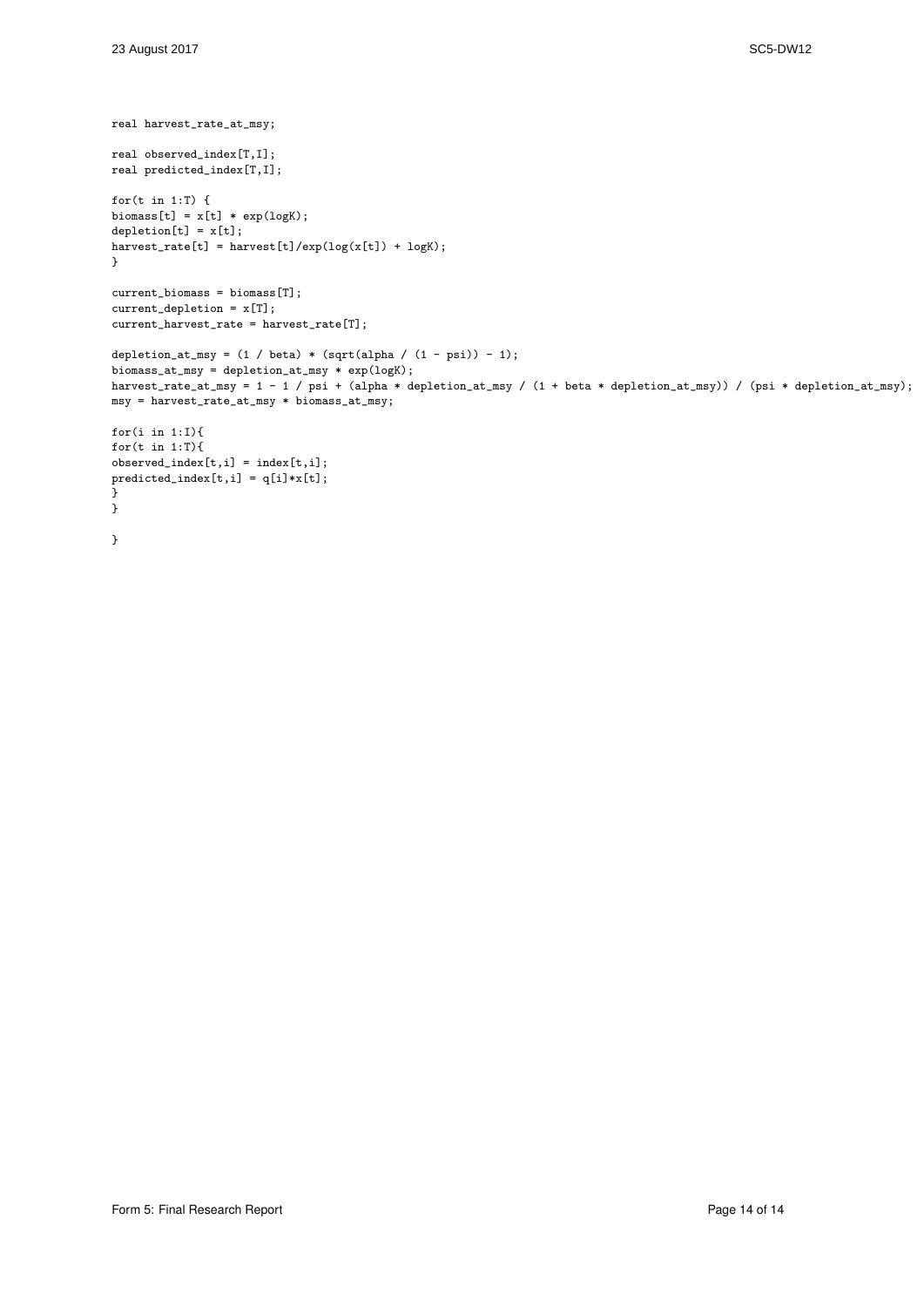```
real harvest_rate_at_msy;

real observed_index[T,I];
real predicted_index[T,I];

for(t in 1:T) {
biomass[t] = x[t] * exp(logK);
depletion[t] = x[t];
harvest_rate[t] = harvest[t]/exp(log(x[t]) + logK);
}

current_biomass = biomass[T];
current_depletion = x[T];
current_harvest_rate = harvest_rate[T];

depletion_at_msy = (1 / beta) * (sqrt(alpha / (1 - psi)) - 1);
biomass_at_msy = depletion_at_msy * exp(logK);
harvest_rate_at_msy = 1 - 1 / psi + (alpha * depletion_at_msy / (1 + beta * depletion_at_msy)) / (psi * depletion_at_msy);
msy = harvest_rate_at_msy * biomass_at_msy;

for(i in 1:I){
for(t in 1:T){
observed_index[t,i] = index[t,i];
predicted_index[t,i] = q[i]*x[t];
}
}

}
```